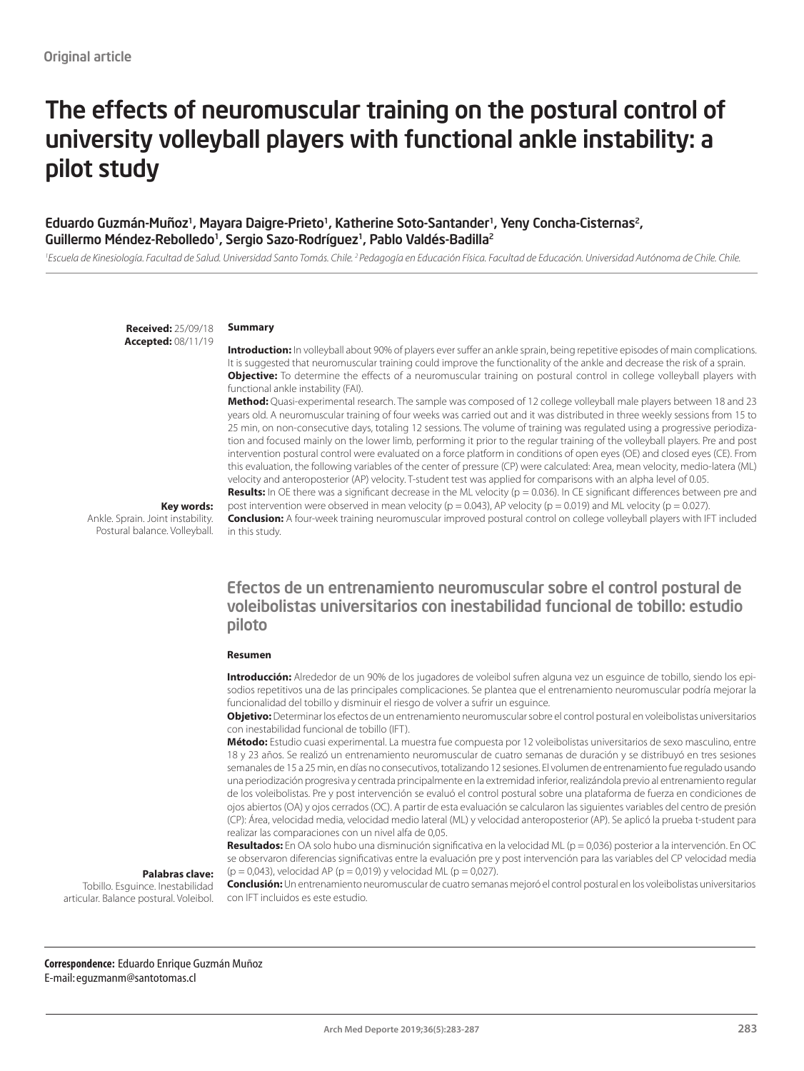Original article

# The effects of neuromuscular training on the postural control of university volleyball players with functional ankle instability: a pilot study

Eduardo Guzmán-Muñoz[1], Mayara Daigre-Prieto[1], Katherine Soto-Santander[1], Yeny Concha-Cisternas[2], Guillermo Méndez-Rebolledo[1], Sergio Sazo-Rodríguez[1], Pablo Valdés-Badilla[2]

[1]*Escuela de Kinesiología. Facultad de Salud. Universidad Santo Tomás. Chile.* [2]*Pedagogía en Educación Física. Facultad de Educación. Universidad Autónoma de Chile. Chile.*

**Received:** 25/09/18
**Accepted:** 08/11/19

**Summary**

**Introduction:** In volleyball about 90% of players ever suffer an ankle sprain, being repetitive episodes of main complications. It is suggested that neuromuscular training could improve the functionality of the ankle and decrease the risk of a sprain.

**Objective:** To determine the effects of a neuromuscular training on postural control in college volleyball players with functional ankle instability (FAI).

**Method:** Quasi-experimental research. The sample was composed of 12 college volleyball male players between 18 and 23 years old. A neuromuscular training of four weeks was carried out and it was distributed in three weekly sessions from 15 to 25 min, on non-consecutive days, totaling 12 sessions. The volume of training was regulated using a progressive periodization and focused mainly on the lower limb, performing it prior to the regular training of the volleyball players. Pre and post intervention postural control were evaluated on a force platform in conditions of open eyes (OE) and closed eyes (CE). From this evaluation, the following variables of the center of pressure (CP) were calculated: Area, mean velocity, medio-latera (ML) velocity and anteroposterior (AP) velocity. T-student test was applied for comparisons with an alpha level of 0.05.

**Results:** In OE there was a significant decrease in the ML velocity ($p = 0.036$). In CE significant differences between pre and post intervention were observed in mean velocity ($p = 0.043$), AP velocity ($p = 0.019$) and ML velocity ($p = 0.027$).

**Conclusion:** A four-week training neuromuscular improved postural control on college volleyball players with IFT included in this study.

**Key words:**
Ankle. Sprain. Joint instability. Postural balance. Volleyball.

## Efectos de un entrenamiento neuromuscular sobre el control postural de voleibolistas universitarios con inestabilidad funcional de tobillo: estudio piloto

**Resumen**

**Introducción:** Alrededor de un 90% de los jugadores de voleibol sufren alguna vez un esguince de tobillo, siendo los episodios repetitivos una de las principales complicaciones. Se plantea que el entrenamiento neuromuscular podría mejorar la funcionalidad del tobillo y disminuir el riesgo de volver a sufrir un esguince.

**Objetivo:** Determinar los efectos de un entrenamiento neuromuscular sobre el control postural en voleibolistas universitarios con inestabilidad funcional de tobillo (IFT).

**Método:** Estudio cuasi experimental. La muestra fue compuesta por 12 voleibolistas universitarios de sexo masculino, entre 18 y 23 años. Se realizó un entrenamiento neuromuscular de cuatro semanas de duración y se distribuyó en tres sesiones semanales de 15 a 25 min, en días no consecutivos, totalizando 12 sesiones. El volumen de entrenamiento fue regulado usando una periodización progresiva y centrada principalmente en la extremidad inferior, realizándola previo al entrenamiento regular de los voleibolistas. Pre y post intervención se evaluó el control postural sobre una plataforma de fuerza en condiciones de ojos abiertos (OA) y ojos cerrados (OC). A partir de esta evaluación se calcularon las siguientes variables del centro de presión (CP): Área, velocidad media, velocidad medio lateral (ML) y velocidad anteroposterior (AP). Se aplicó la prueba t-student para realizar las comparaciones con un nivel alfa de 0,05.

**Resultados:** En OA solo hubo una disminución significativa en la velocidad ML ($p = 0{,}036$) posterior a la intervención. En OC se observaron diferencias significativas entre la evaluación pre y post intervención para las variables del CP velocidad media ($p = 0{,}043$), velocidad AP ($p = 0{,}019$) y velocidad ML ($p = 0{,}027$).

**Conclusión:** Un entrenamiento neuromuscular de cuatro semanas mejoró el control postural en los voleibolistas universitarios con IFT incluidos es este estudio.

**Palabras clave:**
Tobillo. Esguince. Inestabilidad articular. Balance postural. Voleibol.

**Correspondence:** Eduardo Enrique Guzmán Muñoz
E-mail: eguzmanm@santotomas.cl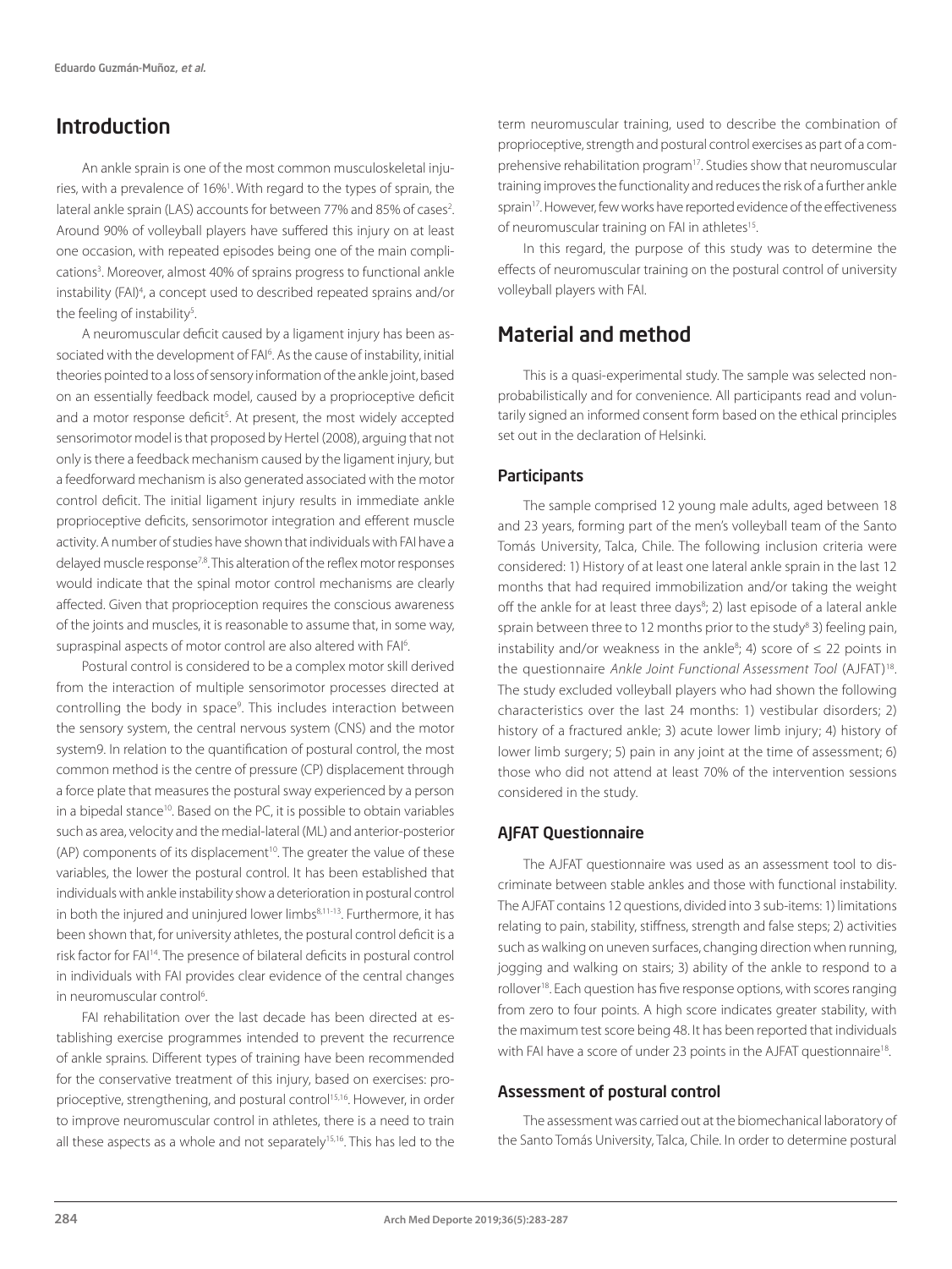## Introduction

An ankle sprain is one of the most common musculoskeletal injuries, with a prevalence of 16%[1]. With regard to the types of sprain, the lateral ankle sprain (LAS) accounts for between 77% and 85% of cases[2]. Around 90% of volleyball players have suffered this injury on at least one occasion, with repeated episodes being one of the main complications[3]. Moreover, almost 40% of sprains progress to functional ankle instability (FAI)[4], a concept used to described repeated sprains and/or the feeling of instability[5].

A neuromuscular deficit caused by a ligament injury has been associated with the development of FAI[6]. As the cause of instability, initial theories pointed to a loss of sensory information of the ankle joint, based on an essentially feedback model, caused by a proprioceptive deficit and a motor response deficit[5]. At present, the most widely accepted sensorimotor model is that proposed by Hertel (2008), arguing that not only is there a feedback mechanism caused by the ligament injury, but a feedforward mechanism is also generated associated with the motor control deficit. The initial ligament injury results in immediate ankle proprioceptive deficits, sensorimotor integration and efferent muscle activity. A number of studies have shown that individuals with FAI have a delayed muscle response[7,8]. This alteration of the reflex motor responses would indicate that the spinal motor control mechanisms are clearly affected. Given that proprioception requires the conscious awareness of the joints and muscles, it is reasonable to assume that, in some way, supraspinal aspects of motor control are also altered with FAI[6].

Postural control is considered to be a complex motor skill derived from the interaction of multiple sensorimotor processes directed at controlling the body in space[9]. This includes interaction between the sensory system, the central nervous system (CNS) and the motor system9. In relation to the quantification of postural control, the most common method is the centre of pressure (CP) displacement through a force plate that measures the postural sway experienced by a person in a bipedal stance[10]. Based on the PC, it is possible to obtain variables such as area, velocity and the medial-lateral (ML) and anterior-posterior (AP) components of its displacement[10]. The greater the value of these variables, the lower the postural control. It has been established that individuals with ankle instability show a deterioration in postural control in both the injured and uninjured lower limbs[8,11-13]. Furthermore, it has been shown that, for university athletes, the postural control deficit is a risk factor for FAI[14]. The presence of bilateral deficits in postural control in individuals with FAI provides clear evidence of the central changes in neuromuscular control[6].

FAI rehabilitation over the last decade has been directed at establishing exercise programmes intended to prevent the recurrence of ankle sprains. Different types of training have been recommended for the conservative treatment of this injury, based on exercises: proprioceptive, strengthening, and postural control[15,16]. However, in order to improve neuromuscular control in athletes, there is a need to train all these aspects as a whole and not separately[15,16]. This has led to the term neuromuscular training, used to describe the combination of proprioceptive, strength and postural control exercises as part of a comprehensive rehabilitation program[17]. Studies show that neuromuscular training improves the functionality and reduces the risk of a further ankle sprain[17]. However, few works have reported evidence of the effectiveness of neuromuscular training on FAI in athletes[15].

In this regard, the purpose of this study was to determine the effects of neuromuscular training on the postural control of university volleyball players with FAI.

## Material and method

This is a quasi-experimental study. The sample was selected non-probabilistically and for convenience. All participants read and voluntarily signed an informed consent form based on the ethical principles set out in the declaration of Helsinki.

### Participants

The sample comprised 12 young male adults, aged between 18 and 23 years, forming part of the men's volleyball team of the Santo Tomás University, Talca, Chile. The following inclusion criteria were considered: 1) History of at least one lateral ankle sprain in the last 12 months that had required immobilization and/or taking the weight off the ankle for at least three days[8]; 2) last episode of a lateral ankle sprain between three to 12 months prior to the study[8] 3) feeling pain, instability and/or weakness in the ankle[8]; 4) score of ≤ 22 points in the questionnaire *Ankle Joint Functional Assessment Tool* (AJFAT)[18]. The study excluded volleyball players who had shown the following characteristics over the last 24 months: 1) vestibular disorders; 2) history of a fractured ankle; 3) acute lower limb injury; 4) history of lower limb surgery; 5) pain in any joint at the time of assessment; 6) those who did not attend at least 70% of the intervention sessions considered in the study.

### AJFAT Questionnaire

The AJFAT questionnaire was used as an assessment tool to discriminate between stable ankles and those with functional instability. The AJFAT contains 12 questions, divided into 3 sub-items: 1) limitations relating to pain, stability, stiffness, strength and false steps; 2) activities such as walking on uneven surfaces, changing direction when running, jogging and walking on stairs; 3) ability of the ankle to respond to a rollover[18]. Each question has five response options, with scores ranging from zero to four points. A high score indicates greater stability, with the maximum test score being 48. It has been reported that individuals with FAI have a score of under 23 points in the AJFAT questionnaire[18].

### Assessment of postural control

The assessment was carried out at the biomechanical laboratory of the Santo Tomás University, Talca, Chile. In order to determine postural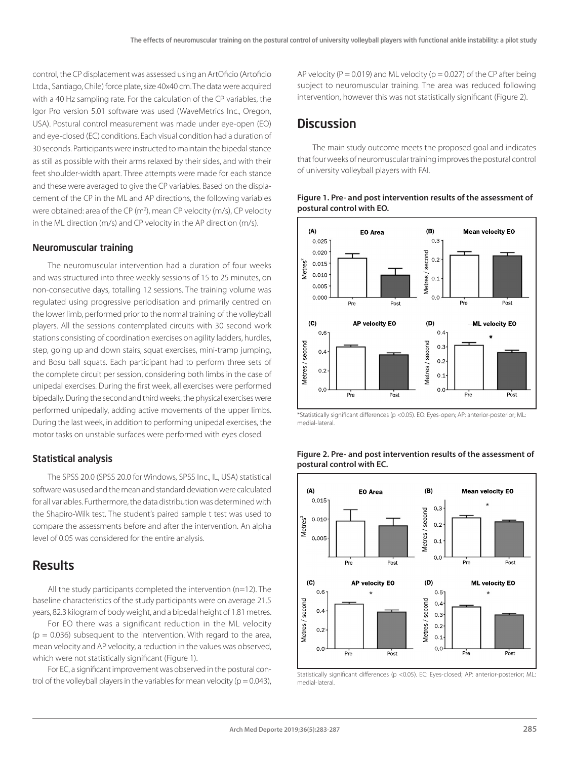control, the CP displacement was assessed using an ArtOficio (Artoficio Ltda., Santiago, Chile) force plate, size 40x40 cm. The data were acquired with a 40 Hz sampling rate. For the calculation of the CP variables, the Igor Pro version 5.01 software was used (WaveMetrics Inc., Oregon, USA). Postural control measurement was made under eye-open (EO) and eye-closed (EC) conditions. Each visual condition had a duration of 30 seconds. Participants were instructed to maintain the bipedal stance as still as possible with their arms relaxed by their sides, and with their feet shoulder-width apart. Three attempts were made for each stance and these were averaged to give the CP variables. Based on the displacement of the CP in the ML and AP directions, the following variables were obtained: area of the CP ($m^2$), mean CP velocity (m/s), CP velocity in the ML direction (m/s) and CP velocity in the AP direction (m/s).

### Neuromuscular training

The neuromuscular intervention had a duration of four weeks and was structured into three weekly sessions of 15 to 25 minutes, on non-consecutive days, totalling 12 sessions. The training volume was regulated using progressive periodisation and primarily centred on the lower limb, performed prior to the normal training of the volleyball players. All the sessions contemplated circuits with 30 second work stations consisting of coordination exercises on agility ladders, hurdles, step, going up and down stairs, squat exercises, mini-tramp jumping, and Bosu ball squats. Each participant had to perform three sets of the complete circuit per session, considering both limbs in the case of unipedal exercises. During the first week, all exercises were performed bipedally. During the second and third weeks, the physical exercises were performed unipedally, adding active movements of the upper limbs. During the last week, in addition to performing unipedal exercises, the motor tasks on unstable surfaces were performed with eyes closed.

### Statistical analysis

The SPSS 20.0 (SPSS 20.0 for Windows, SPSS Inc., IL, USA) statistical software was used and the mean and standard deviation were calculated for all variables. Furthermore, the data distribution was determined with the Shapiro-Wilk test. The student's paired sample t test was used to compare the assessments before and after the intervention. An alpha level of 0.05 was considered for the entire analysis.

## Results

All the study participants completed the intervention (n=12). The baseline characteristics of the study participants were on average 21.5 years, 82.3 kilogram of body weight, and a bipedal height of 1.81 metres.

For EO there was a significant reduction in the ML velocity ($p = 0.036$) subsequent to the intervention. With regard to the area, mean velocity and AP velocity, a reduction in the values was observed, which were not statistically significant (Figure 1).

For EC, a significant improvement was observed in the postural control of the volleyball players in the variables for mean velocity ($p = 0.043$), AP velocity ($P = 0.019$) and ML velocity ($p = 0.027$) of the CP after being subject to neuromuscular training. The area was reduced following intervention, however this was not statistically significant (Figure 2).

## Discussion

The main study outcome meets the proposed goal and indicates that four weeks of neuromuscular training improves the postural control of university volleyball players with FAI.

**Figure 1. Pre- and post intervention results of the assessment of postural control with EO.**

*Statistically significant differences ($p < 0.05$). EO: Eyes-open; AP: anterior-posterior; ML: medial-lateral.

**Figure 2. Pre- and post intervention results of the assessment of postural control with EC.**

Statistically significant differences ($p < 0.05$). EC: Eyes-closed; AP: anterior-posterior; ML: medial-lateral.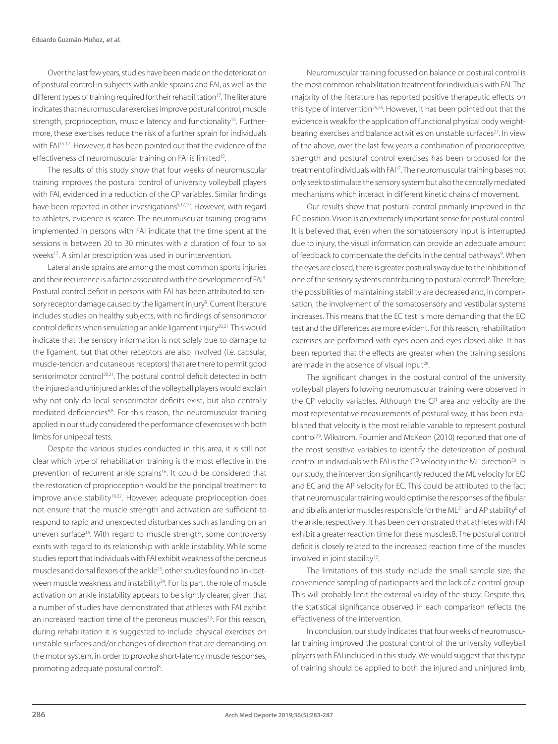Over the last few years, studies have been made on the deterioration of postural control in subjects with ankle sprains and FAI, as well as the different types of training required for their rehabilitation[17]. The literature indicates that neuromuscular exercises improve postural control, muscle strength, proprioception, muscle latency and functionality[15]. Furthermore, these exercises reduce the risk of a further sprain for individuals with FAI[15-17]. However, it has been pointed out that the evidence of the effectiveness of neuromuscular training on FAI is limited[15].

The results of this study show that four weeks of neuromuscular training improves the postural control of university volleyball players with FAI, evidenced in a reduction of the CP variables. Similar findings have been reported in other investigations[5,17,19]. However, with regard to athletes, evidence is scarce. The neuromuscular training programs implemented in persons with FAI indicate that the time spent at the sessions is between 20 to 30 minutes with a duration of four to six weeks[17]. A similar prescription was used in our intervention.

Lateral ankle sprains are among the most common sports injuries and their recurrence is a factor associated with the development of FAI[3]. Postural control deficit in persons with FAI has been attributed to sensory receptor damage caused by the ligament injury[5]. Current literature includes studies on healthy subjects, with no findings of sensorimotor control deficits when simulating an ankle ligament injury[20,21]. This would indicate that the sensory information is not solely due to damage to the ligament, but that other receptors are also involved (i.e. capsular, muscle-tendon and cutaneous receptors) that are there to permit good sensorimotor control[20,21]. The postural control deficit detected in both the injured and uninjured ankles of the volleyball players would explain why not only do local sensorimotor deficits exist, but also centrally mediated deficiencies[6,8]. For this reason, the neuromuscular training applied in our study considered the performance of exercises with both limbs for unipedal tests.

Despite the various studies conducted in this area, it is still not clear which type of rehabilitation training is the most effective in the prevention of recurrent ankle sprains[16]. It could be considered that the restoration of proprioception would be the principal treatment to improve ankle stability[16,22]. However, adequate proprioception does not ensure that the muscle strength and activation are sufficient to respond to rapid and unexpected disturbances such as landing on an uneven surface[16]. With regard to muscle strength, some controversy exists with regard to its relationship with ankle instability. While some studies report that individuals with FAI exhibit weakness of the peroneus muscles and dorsal flexors of the ankle[23], other studies found no link between muscle weakness and instability[24]. For its part, the role of muscle activation on ankle instability appears to be slightly clearer, given that a number of studies have demonstrated that athletes with FAI exhibit an increased reaction time of the peroneus muscles[7,8]. For this reason, during rehabilitation it is suggested to include physical exercises on unstable surfaces and/or changes of direction that are demanding on the motor system, in order to provoke short-latency muscle responses, promoting adequate postural control[8].

Neuromuscular training focussed on balance or postural control is the most common rehabilitation treatment for individuals with FAI. The majority of the literature has reported positive therapeutic effects on this type of intervention[25,26]. However, it has been pointed out that the evidence is weak for the application of functional physical body weight-bearing exercises and balance activities on unstable surfaces[27]. In view of the above, over the last few years a combination of proprioceptive, strength and postural control exercises has been proposed for the treatment of individuals with FAI[17]. The neuromuscular training bases not only seek to stimulate the sensory system but also the centrally mediated mechanisms which interact in different kinetic chains of movement.

Our results show that postural control primarily improved in the EC position. Vision is an extremely important sense for postural control. It is believed that, even when the somatosensory input is interrupted due to injury, the visual information can provide an adequate amount of feedback to compensate the deficits in the central pathways[9]. When the eyes are closed, there is greater postural sway due to the inhibition of one of the sensory systems contributing to postural control[9]. Therefore, the possibilities of maintaining stability are decreased and, in compensation, the involvement of the somatosensory and vestibular systems increases. This means that the EC test is more demanding that the EO test and the differences are more evident. For this reason, rehabilitation exercises are performed with eyes open and eyes closed alike. It has been reported that the effects are greater when the training sessions are made in the absence of visual input[28].

The significant changes in the postural control of the university volleyball players following neuromuscular training were observed in the CP velocity variables. Although the CP area and velocity are the most representative measurements of postural sway, it has been established that velocity is the most reliable variable to represent postural control[29]. Wikstrom, Fournier and McKeon (2010) reported that one of the most sensitive variables to identify the deterioration of postural control in individuals with FAI is the CP velocity in the ML direction[30]. In our study, the intervention significantly reduced the ML velocity for EO and EC and the AP velocity for EC. This could be attributed to the fact that neuromuscular training would optimise the responses of the fibular and tibialis anterior muscles responsible for the ML[31] and AP stability[8] of the ankle, respectively. It has been demonstrated that athletes with FAI exhibit a greater reaction time for these muscles8. The postural control deficit is closely related to the increased reaction time of the muscles involved in joint stability[12].

The limitations of this study include the small sample size, the convenience sampling of participants and the lack of a control group. This will probably limit the external validity of the study. Despite this, the statistical significance observed in each comparison reflects the effectiveness of the intervention.

In conclusion, our study indicates that four weeks of neuromuscular training improved the postural control of the university volleyball players with FAI included in this study. We would suggest that this type of training should be applied to both the injured and uninjured limb,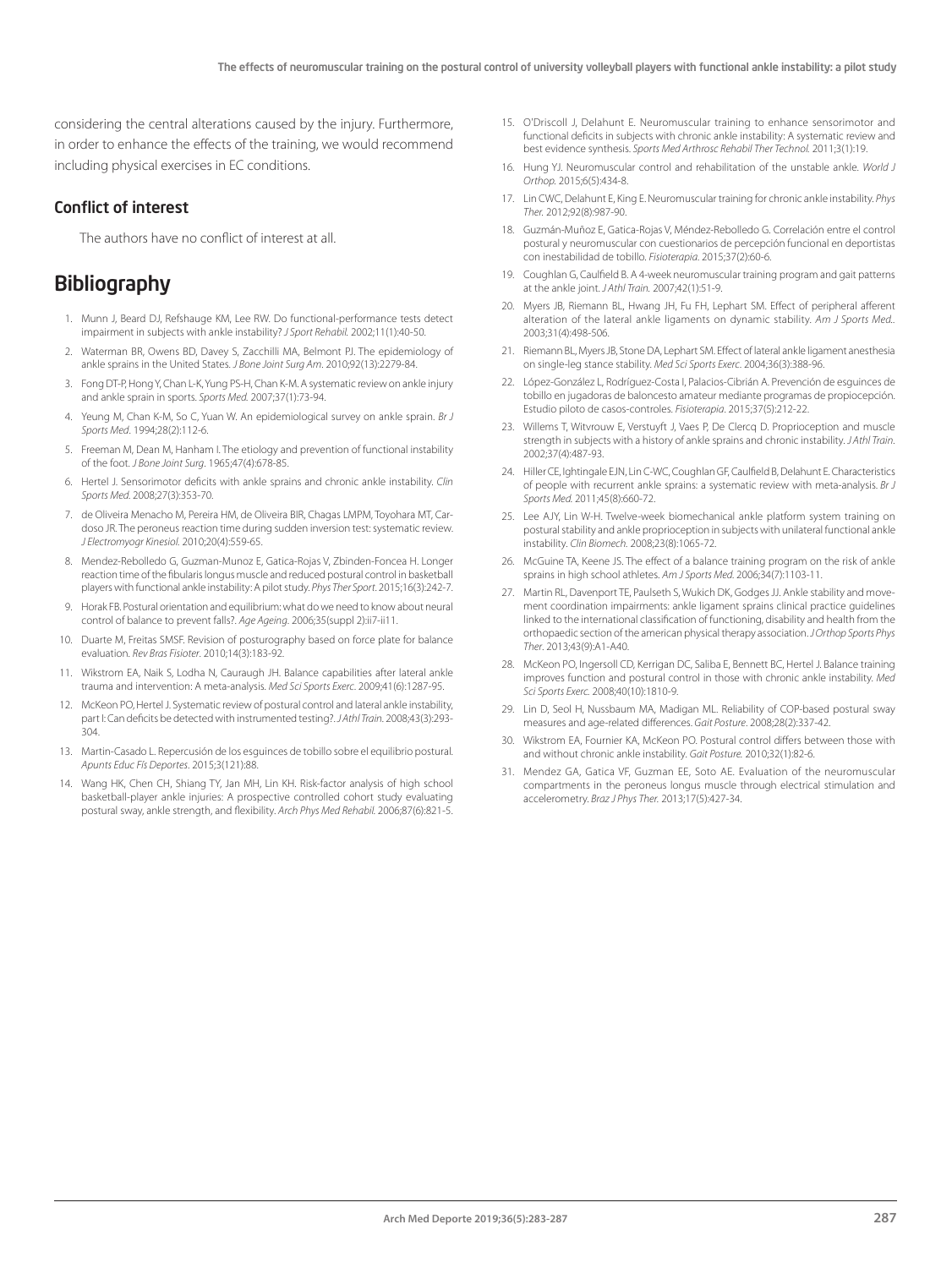considering the central alterations caused by the injury. Furthermore, in order to enhance the effects of the training, we would recommend including physical exercises in EC conditions.

## Conflict of interest

The authors have no conflict of interest at all.

# Bibliography

1. Munn J, Beard DJ, Refshauge KM, Lee RW. Do functional-performance tests detect impairment in subjects with ankle instability? *J Sport Rehabil.* 2002;11(1):40-50.
2. Waterman BR, Owens BD, Davey S, Zacchilli MA, Belmont PJ. The epidemiology of ankle sprains in the United States. *J Bone Joint Surg Am*. 2010;92(13):2279-84.
3. Fong DT-P, Hong Y, Chan L-K, Yung PS-H, Chan K-M. A systematic review on ankle injury and ankle sprain in sports. *Sports Med.* 2007;37(1):73-94.
4. Yeung M, Chan K-M, So C, Yuan W. An epidemiological survey on ankle sprain. *Br J Sports Med*. 1994;28(2):112-6.
5. Freeman M, Dean M, Hanham I. The etiology and prevention of functional instability of the foot. *J Bone Joint Surg*. 1965;47(4):678-85.
6. Hertel J. Sensorimotor deficits with ankle sprains and chronic ankle instability. *Clin Sports Med*. 2008;27(3):353-70.
7. de Oliveira Menacho M, Pereira HM, de Oliveira BIR, Chagas LMPM, Toyohara MT, Cardoso JR. The peroneus reaction time during sudden inversion test: systematic review. *J Electromyogr Kinesiol.* 2010;20(4):559-65.
8. Mendez-Rebolledo G, Guzman-Munoz E, Gatica-Rojas V, Zbinden-Foncea H. Longer reaction time of the fibularis longus muscle and reduced postural control in basketball players with functional ankle instability: A pilot study. *Phys Ther Sport*. 2015;16(3):242-7.
9. Horak FB. Postural orientation and equilibrium: what do we need to know about neural control of balance to prevent falls?. *Age Ageing*. 2006;35(suppl 2):ii7-ii11.
10. Duarte M, Freitas SMSF. Revision of posturography based on force plate for balance evaluation. *Rev Bras Fisioter*. 2010;14(3):183-92.
11. Wikstrom EA, Naik S, Lodha N, Cauraugh JH. Balance capabilities after lateral ankle trauma and intervention: A meta-analysis. *Med Sci Sports Exerc*. 2009;41(6):1287-95.
12. McKeon PO, Hertel J. Systematic review of postural control and lateral ankle instability, part I: Can deficits be detected with instrumented testing?. *J Athl Train*. 2008;43(3):293-304.
13. Martin-Casado L. Repercusión de los esguinces de tobillo sobre el equilibrio postural. *Apunts Educ Fís Deportes*. 2015;3(121):88.
14. Wang HK, Chen CH, Shiang TY, Jan MH, Lin KH. Risk-factor analysis of high school basketball-player ankle injuries: A prospective controlled cohort study evaluating postural sway, ankle strength, and flexibility. *Arch Phys Med Rehabil.* 2006;87(6):821-5.
15. O'Driscoll J, Delahunt E. Neuromuscular training to enhance sensorimotor and functional deficits in subjects with chronic ankle instability: A systematic review and best evidence synthesis. *Sports Med Arthrosc Rehabil Ther Technol.* 2011;3(1):19.
16. Hung YJ. Neuromuscular control and rehabilitation of the unstable ankle. *World J Orthop*. 2015;6(5):434-8.
17. Lin CWC, Delahunt E, King E. Neuromuscular training for chronic ankle instability. *Phys Ther*. 2012;92(8):987-90.
18. Guzmán-Muñoz E, Gatica-Rojas V, Méndez-Rebolledo G. Correlación entre el control postural y neuromuscular con cuestionarios de percepción funcional en deportistas con inestabilidad de tobillo. *Fisioterapia*. 2015;37(2):60-6.
19. Coughlan G, Caulfield B. A 4-week neuromuscular training program and gait patterns at the ankle joint. *J Athl Train.* 2007;42(1):51-9.
20. Myers JB, Riemann BL, Hwang JH, Fu FH, Lephart SM. Effect of peripheral afferent alteration of the lateral ankle ligaments on dynamic stability. *Am J Sports Med.*. 2003;31(4):498-506.
21. Riemann BL, Myers JB, Stone DA, Lephart SM. Effect of lateral ankle ligament anesthesia on single-leg stance stability. *Med Sci Sports Exerc*. 2004;36(3):388-96.
22. López-González L, Rodríguez-Costa I, Palacios-Cibrián A. Prevención de esguinces de tobillo en jugadoras de baloncesto amateur mediante programas de propiocepción. Estudio piloto de casos-controles. *Fisioterapia*. 2015;37(5):212-22.
23. Willems T, Witvrouw E, Verstuyft J, Vaes P, De Clercq D. Proprioception and muscle strength in subjects with a history of ankle sprains and chronic instability. *J Athl Train*. 2002;37(4):487-93.
24. Hiller CE, Ightingale EJN, Lin C-WC, Coughlan GF, Caulfield B, Delahunt E. Characteristics of people with recurrent ankle sprains: a systematic review with meta-analysis. *Br J Sports Med.* 2011;45(8):660-72.
25. Lee AJY, Lin W-H. Twelve-week biomechanical ankle platform system training on postural stability and ankle proprioception in subjects with unilateral functional ankle instability. *Clin Biomech.* 2008;23(8):1065-72.
26. McGuine TA, Keene JS. The effect of a balance training program on the risk of ankle sprains in high school athletes. *Am J Sports Med*. 2006;34(7):1103-11.
27. Martin RL, Davenport TE, Paulseth S, Wukich DK, Godges JJ. Ankle stability and movement coordination impairments: ankle ligament sprains clinical practice guidelines linked to the international classification of functioning, disability and health from the orthopaedic section of the american physical therapy association. *J Orthop Sports Phys Ther*. 2013;43(9):A1-A40.
28. McKeon PO, Ingersoll CD, Kerrigan DC, Saliba E, Bennett BC, Hertel J. Balance training improves function and postural control in those with chronic ankle instability. *Med Sci Sports Exerc.* 2008;40(10):1810-9.
29. Lin D, Seol H, Nussbaum MA, Madigan ML. Reliability of COP-based postural sway measures and age-related differences. *Gait Posture*. 2008;28(2):337-42.
30. Wikstrom EA, Fournier KA, McKeon PO. Postural control differs between those with and without chronic ankle instability. *Gait Posture.* 2010;32(1):82-6.
31. Mendez GA, Gatica VF, Guzman EE, Soto AE. Evaluation of the neuromuscular compartments in the peroneus longus muscle through electrical stimulation and accelerometry. *Braz J Phys Ther.* 2013;17(5):427-34.